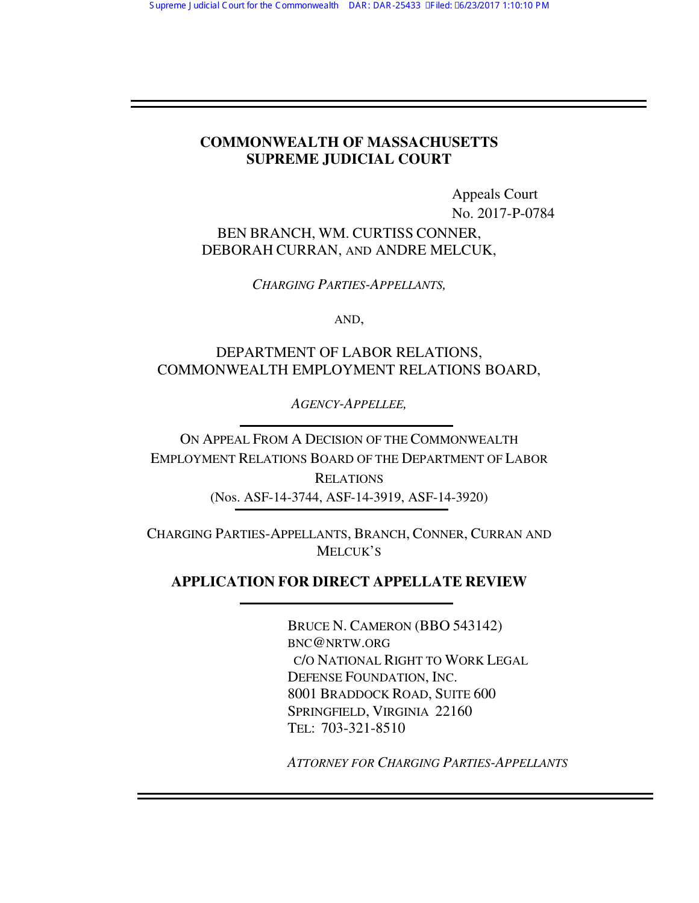**COMMONWEALTH OF MASSACHUSETTS**
**SUPREME JUDICIAL COURT**

Appeals Court
No. 2017-P-0784

BEN BRANCH, WM. CURTISS CONNER,
DEBORAH CURRAN, AND ANDRE MELCUK,

*CHARGING PARTIES-APPELLANTS,*

AND,

DEPARTMENT OF LABOR RELATIONS,
COMMONWEALTH EMPLOYMENT RELATIONS BOARD,

*AGENCY-APPELLEE,*

---

ON APPEAL FROM A DECISION OF THE COMMONWEALTH EMPLOYMENT RELATIONS BOARD OF THE DEPARTMENT OF LABOR RELATIONS
(Nos. ASF-14-3744, ASF-14-3919, ASF-14-3920)

---

CHARGING PARTIES-APPELLANTS, BRANCH, CONNER, CURRAN AND MELCUK'S

**APPLICATION FOR DIRECT APPELLATE REVIEW**

---

BRUCE N. CAMERON (BBO 543142)
BNC@NRTW.ORG
C/O NATIONAL RIGHT TO WORK LEGAL DEFENSE FOUNDATION, INC.
8001 BRADDOCK ROAD, SUITE 600
SPRINGFIELD, VIRGINIA 22160
TEL: 703-321-8510

*ATTORNEY FOR CHARGING PARTIES-APPELLANTS*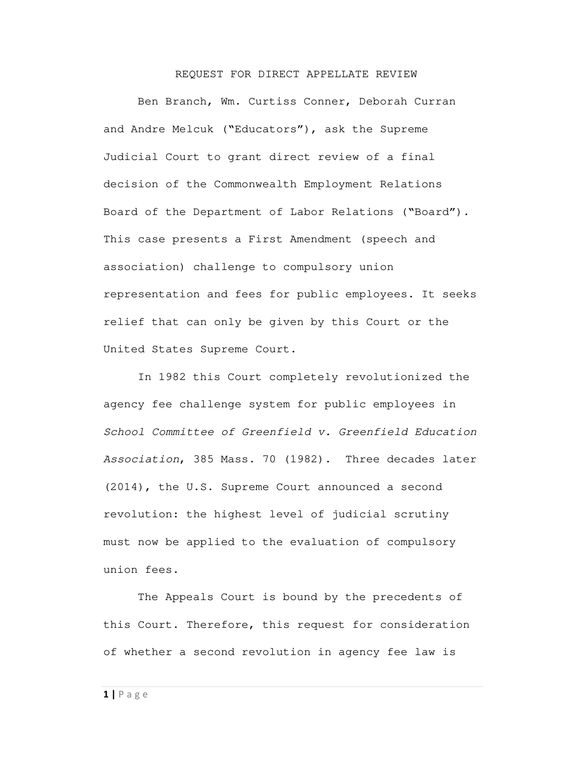# REQUEST FOR DIRECT APPELLATE REVIEW

Ben Branch, Wm. Curtiss Conner, Deborah Curran and Andre Melcuk ("Educators"), ask the Supreme Judicial Court to grant direct review of a final decision of the Commonwealth Employment Relations Board of the Department of Labor Relations ("Board"). This case presents a First Amendment (speech and association) challenge to compulsory union representation and fees for public employees. It seeks relief that can only be given by this Court or the United States Supreme Court.

In 1982 this Court completely revolutionized the agency fee challenge system for public employees in *School Committee of Greenfield v. Greenfield Education Association*, 385 Mass. 70 (1982). Three decades later (2014), the U.S. Supreme Court announced a second revolution: the highest level of judicial scrutiny must now be applied to the evaluation of compulsory union fees.

The Appeals Court is bound by the precedents of this Court. Therefore, this request for consideration of whether a second revolution in agency fee law is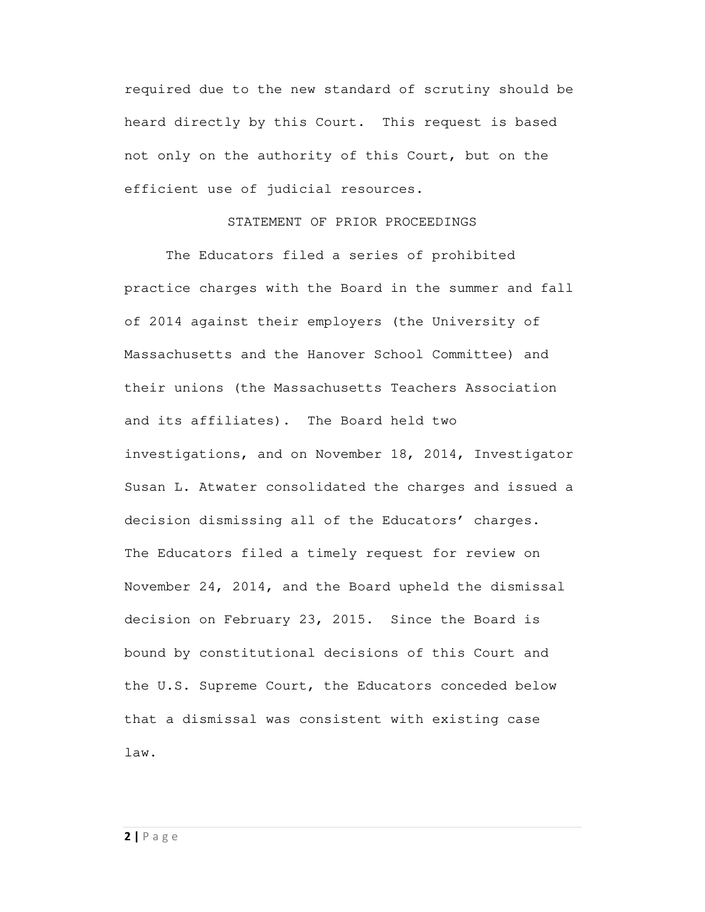required due to the new standard of scrutiny should be heard directly by this Court. This request is based not only on the authority of this Court, but on the efficient use of judicial resources.

## STATEMENT OF PRIOR PROCEEDINGS

The Educators filed a series of prohibited practice charges with the Board in the summer and fall of 2014 against their employers (the University of Massachusetts and the Hanover School Committee) and their unions (the Massachusetts Teachers Association and its affiliates). The Board held two investigations, and on November 18, 2014, Investigator Susan L. Atwater consolidated the charges and issued a decision dismissing all of the Educators' charges. The Educators filed a timely request for review on November 24, 2014, and the Board upheld the dismissal decision on February 23, 2015. Since the Board is bound by constitutional decisions of this Court and the U.S. Supreme Court, the Educators conceded below that a dismissal was consistent with existing case law.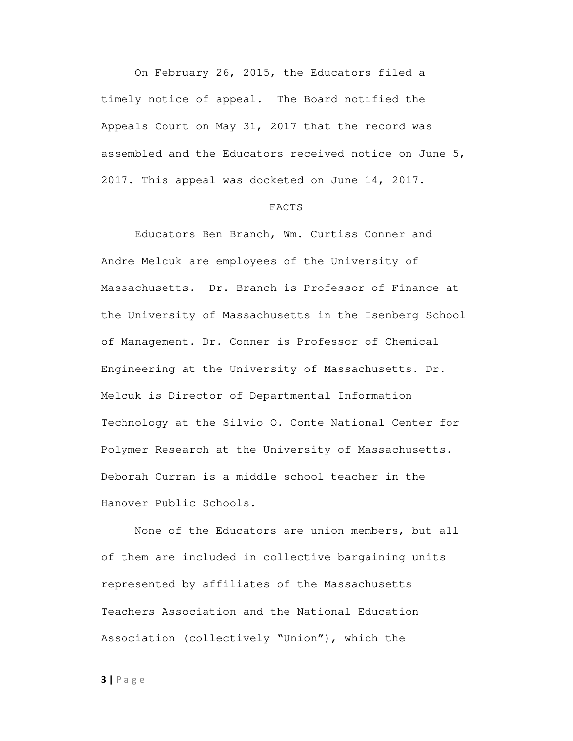On February 26, 2015, the Educators filed a timely notice of appeal. The Board notified the Appeals Court on May 31, 2017 that the record was assembled and the Educators received notice on June 5, 2017. This appeal was docketed on June 14, 2017.

## FACTS

Educators Ben Branch, Wm. Curtiss Conner and Andre Melcuk are employees of the University of Massachusetts. Dr. Branch is Professor of Finance at the University of Massachusetts in the Isenberg School of Management. Dr. Conner is Professor of Chemical Engineering at the University of Massachusetts. Dr. Melcuk is Director of Departmental Information Technology at the Silvio O. Conte National Center for Polymer Research at the University of Massachusetts. Deborah Curran is a middle school teacher in the Hanover Public Schools.

None of the Educators are union members, but all of them are included in collective bargaining units represented by affiliates of the Massachusetts Teachers Association and the National Education Association (collectively "Union"), which the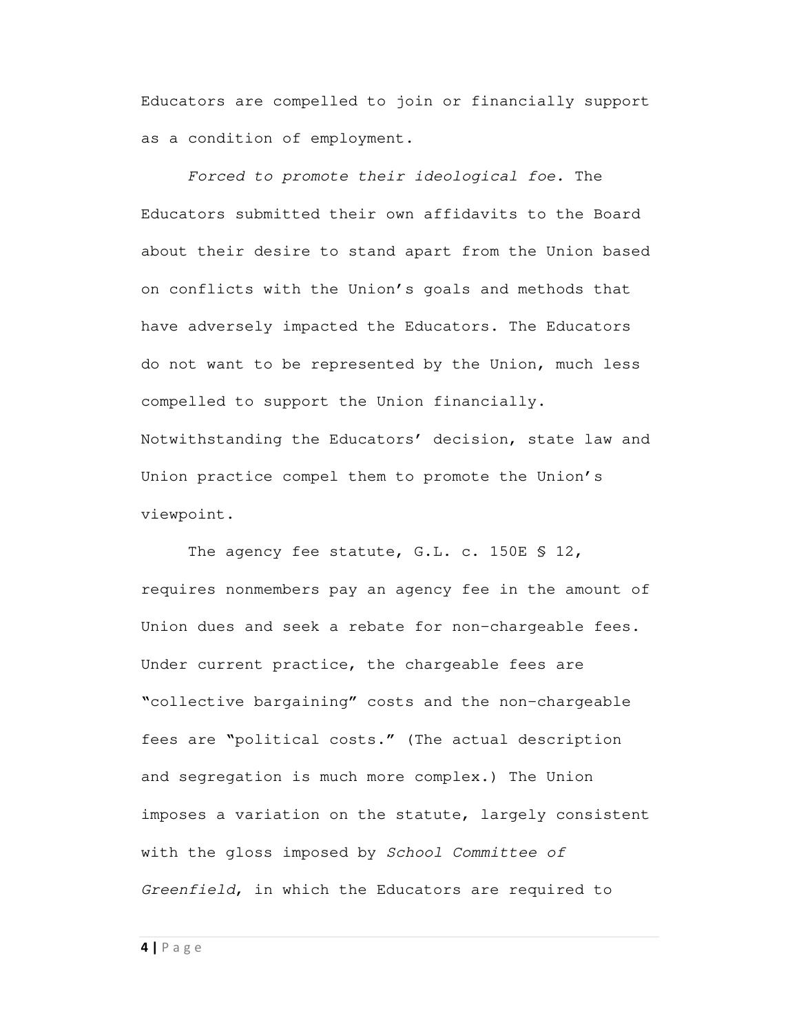Educators are compelled to join or financially support as a condition of employment.

*Forced to promote their ideological foe.* The Educators submitted their own affidavits to the Board about their desire to stand apart from the Union based on conflicts with the Union's goals and methods that have adversely impacted the Educators. The Educators do not want to be represented by the Union, much less compelled to support the Union financially. Notwithstanding the Educators' decision, state law and Union practice compel them to promote the Union's viewpoint.

The agency fee statute, G.L. c. 150E § 12, requires nonmembers pay an agency fee in the amount of Union dues and seek a rebate for non-chargeable fees. Under current practice, the chargeable fees are "collective bargaining" costs and the non-chargeable fees are "political costs." (The actual description and segregation is much more complex.) The Union imposes a variation on the statute, largely consistent with the gloss imposed by *School Committee of Greenfield*, in which the Educators are required to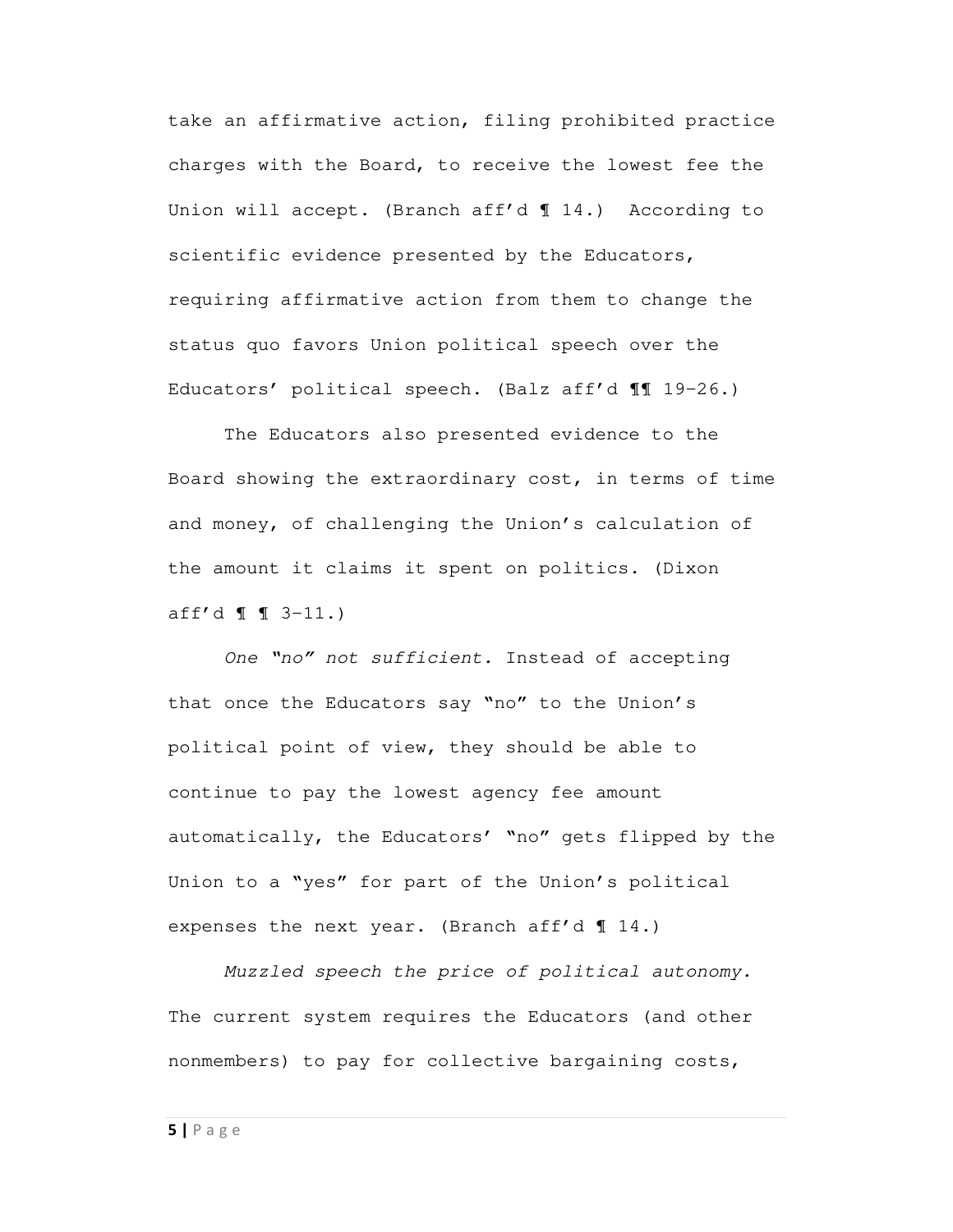take an affirmative action, filing prohibited practice charges with the Board, to receive the lowest fee the Union will accept. (Branch aff'd ¶ 14.) According to scientific evidence presented by the Educators, requiring affirmative action from them to change the status quo favors Union political speech over the Educators' political speech. (Balz aff'd ¶¶ 19–26.)

The Educators also presented evidence to the Board showing the extraordinary cost, in terms of time and money, of challenging the Union's calculation of the amount it claims it spent on politics. (Dixon aff'd ¶ ¶ 3–11.)

*One "no" not sufficient.* Instead of accepting that once the Educators say "no" to the Union's political point of view, they should be able to continue to pay the lowest agency fee amount automatically, the Educators' "no" gets flipped by the Union to a "yes" for part of the Union's political expenses the next year. (Branch aff'd ¶ 14.)

*Muzzled speech the price of political autonomy.* The current system requires the Educators (and other nonmembers) to pay for collective bargaining costs,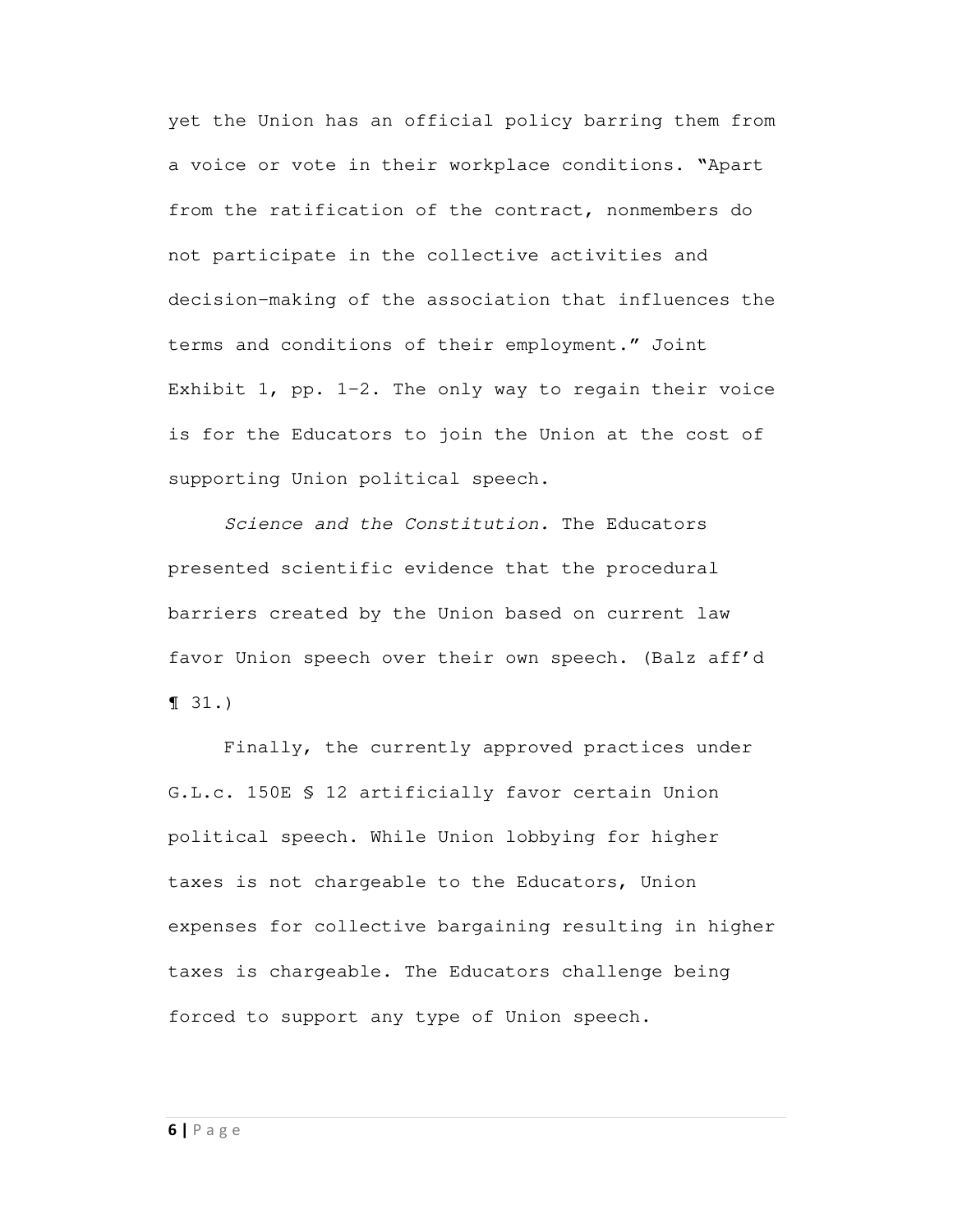yet the Union has an official policy barring them from a voice or vote in their workplace conditions. "Apart from the ratification of the contract, nonmembers do not participate in the collective activities and decision-making of the association that influences the terms and conditions of their employment." Joint Exhibit 1, pp. 1-2. The only way to regain their voice is for the Educators to join the Union at the cost of supporting Union political speech.

*Science and the Constitution.* The Educators presented scientific evidence that the procedural barriers created by the Union based on current law favor Union speech over their own speech. (Balz aff'd ¶ 31.)

Finally, the currently approved practices under G.L.c. 150E § 12 artificially favor certain Union political speech. While Union lobbying for higher taxes is not chargeable to the Educators, Union expenses for collective bargaining resulting in higher taxes is chargeable. The Educators challenge being forced to support any type of Union speech.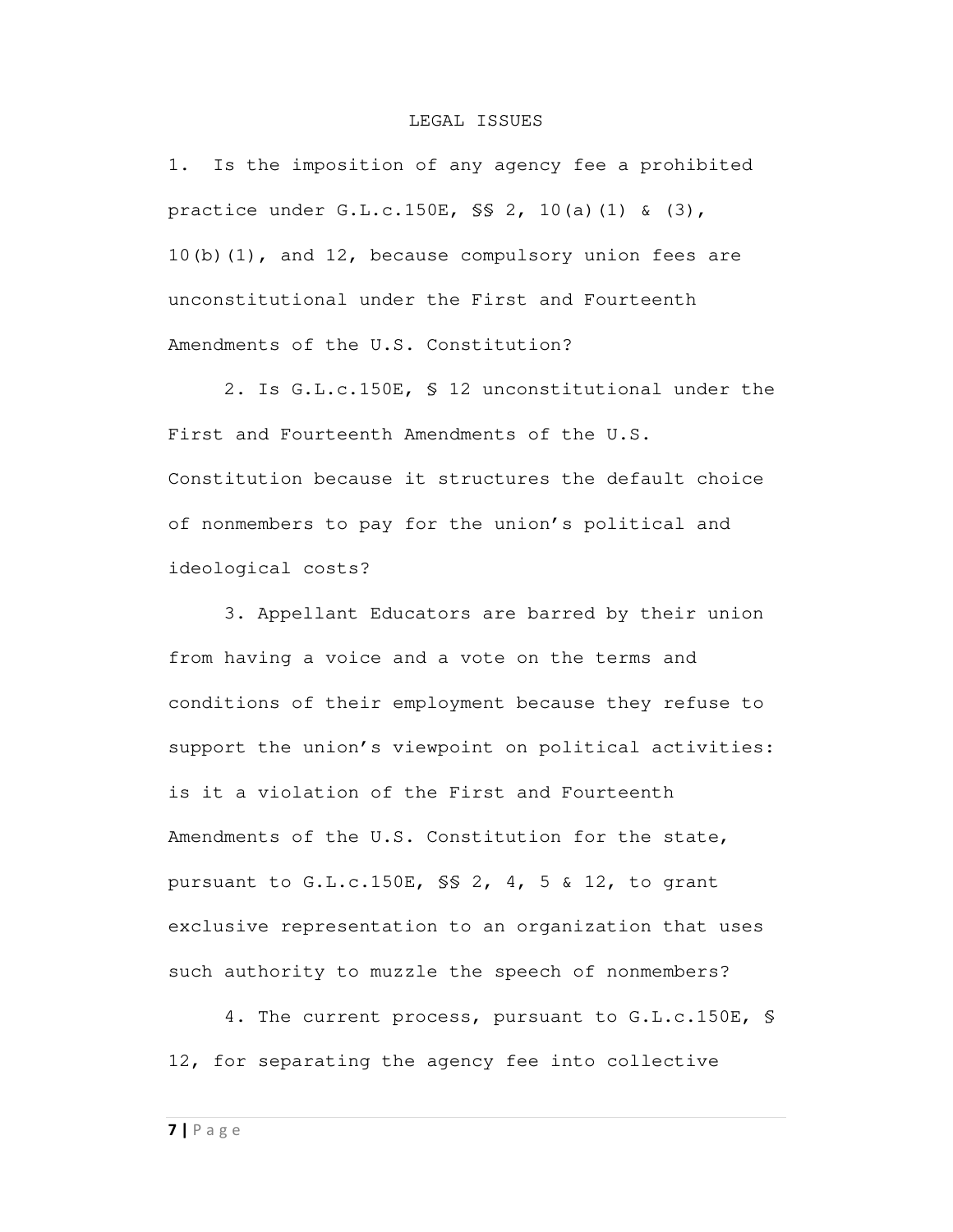## LEGAL ISSUES

1. Is the imposition of any agency fee a prohibited practice under G.L.c.150E, §§ 2, 10(a)(1) & (3), 10(b)(1), and 12, because compulsory union fees are unconstitutional under the First and Fourteenth Amendments of the U.S. Constitution?

2. Is G.L.c.150E, § 12 unconstitutional under the First and Fourteenth Amendments of the U.S. Constitution because it structures the default choice of nonmembers to pay for the union's political and ideological costs?

3. Appellant Educators are barred by their union from having a voice and a vote on the terms and conditions of their employment because they refuse to support the union's viewpoint on political activities: is it a violation of the First and Fourteenth Amendments of the U.S. Constitution for the state, pursuant to G.L.c.150E, §§ 2, 4, 5 & 12, to grant exclusive representation to an organization that uses such authority to muzzle the speech of nonmembers?

4. The current process, pursuant to G.L.c.150E, § 12, for separating the agency fee into collective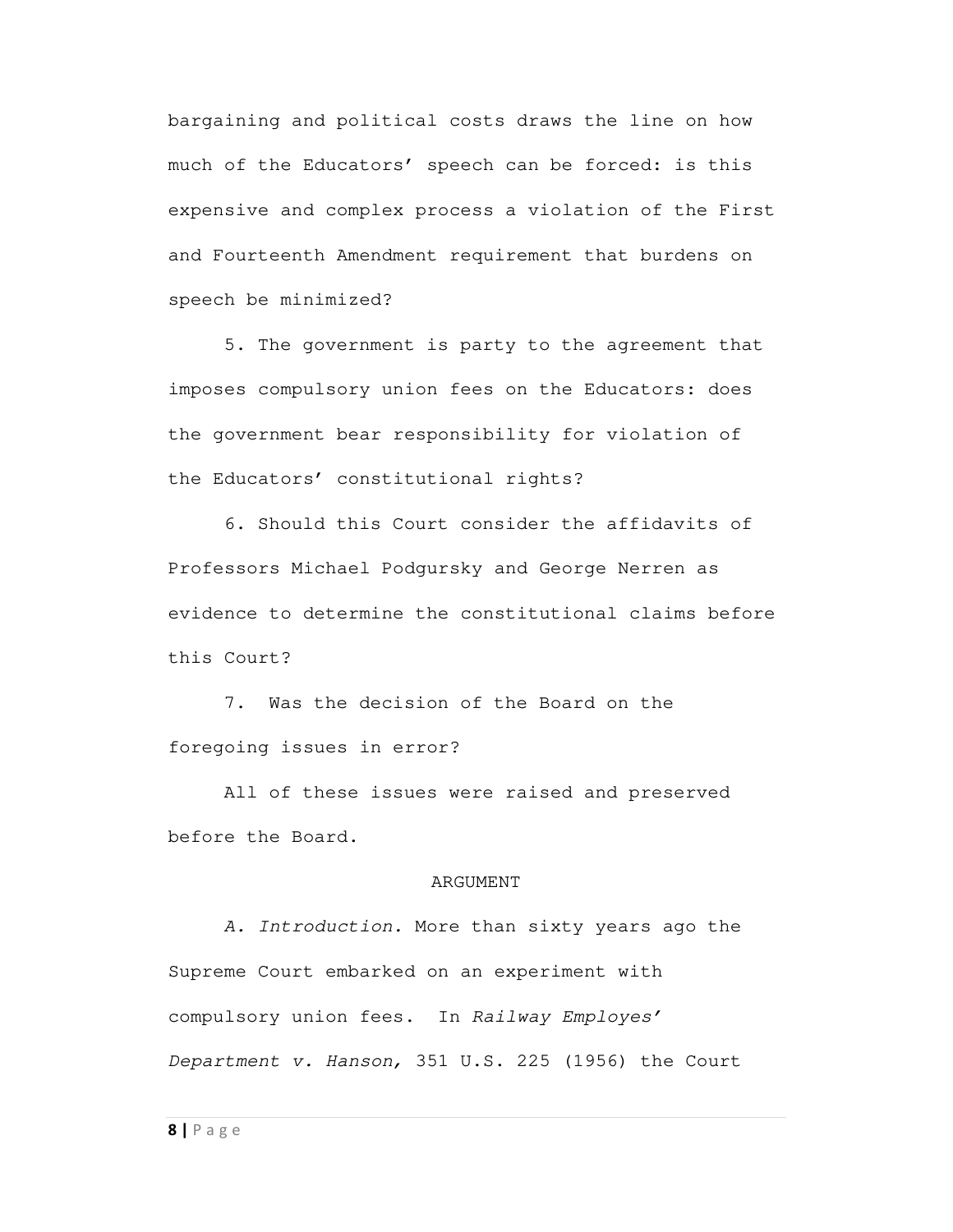bargaining and political costs draws the line on how much of the Educators' speech can be forced: is this expensive and complex process a violation of the First and Fourteenth Amendment requirement that burdens on speech be minimized?

5. The government is party to the agreement that imposes compulsory union fees on the Educators: does the government bear responsibility for violation of the Educators' constitutional rights?

6. Should this Court consider the affidavits of Professors Michael Podgursky and George Nerren as evidence to determine the constitutional claims before this Court?

7. Was the decision of the Board on the foregoing issues in error?

All of these issues were raised and preserved before the Board.

## ARGUMENT

*A. Introduction.* More than sixty years ago the Supreme Court embarked on an experiment with compulsory union fees. In *Railway Employes' Department v. Hanson,* 351 U.S. 225 (1956) the Court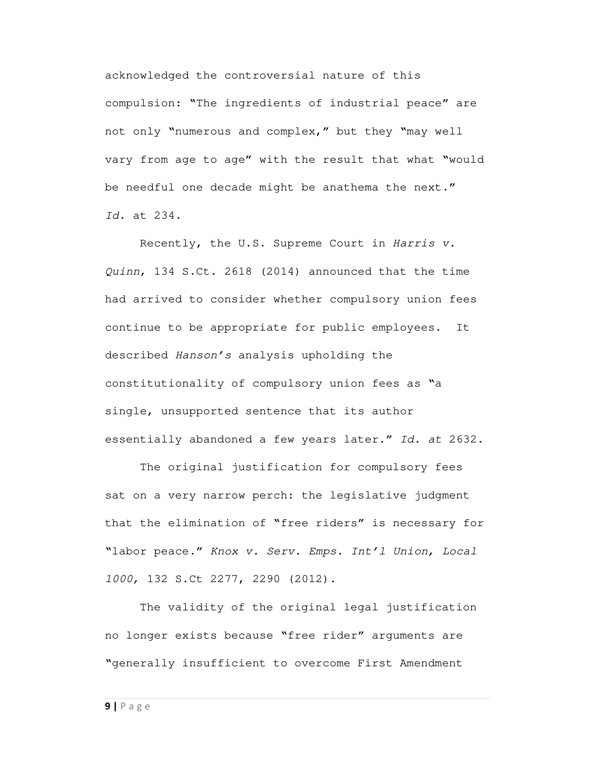acknowledged the controversial nature of this compulsion: "The ingredients of industrial peace" are not only "numerous and complex," but they "may well vary from age to age" with the result that what "would be needful one decade might be anathema the next." *Id.* at 234.

Recently, the U.S. Supreme Court in *Harris v. Quinn*, 134 S.Ct. 2618 (2014) announced that the time had arrived to consider whether compulsory union fees continue to be appropriate for public employees. It described *Hanson's* analysis upholding the constitutionality of compulsory union fees as "a single, unsupported sentence that its author essentially abandoned a few years later." *Id. at* 2632.

The original justification for compulsory fees sat on a very narrow perch: the legislative judgment that the elimination of "free riders" is necessary for "labor peace." *Knox v. Serv. Emps. Int'l Union, Local 1000,* 132 S.Ct 2277, 2290 (2012).

The validity of the original legal justification no longer exists because "free rider" arguments are "generally insufficient to overcome First Amendment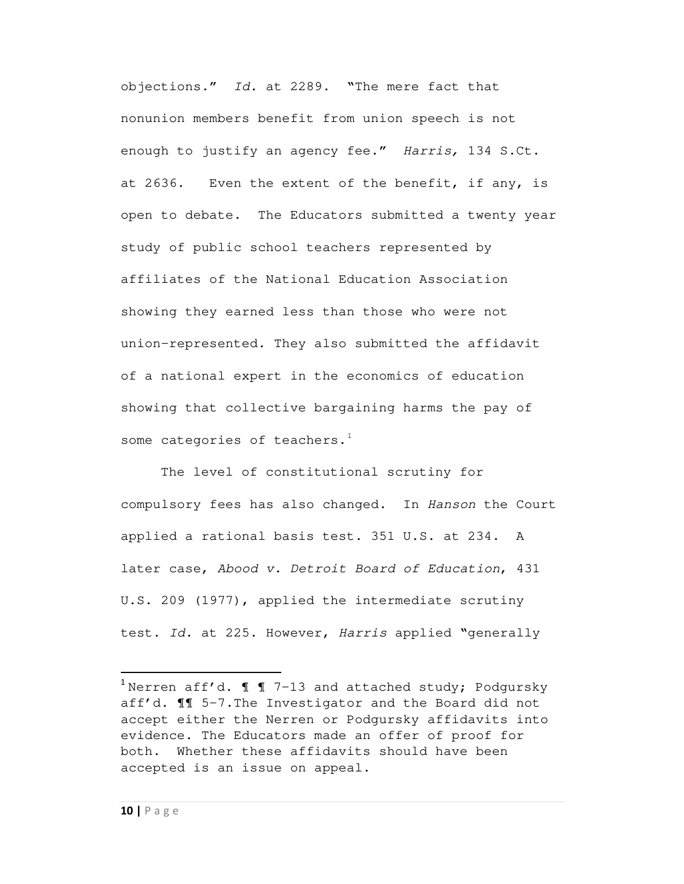objections." *Id.* at 2289. "The mere fact that nonunion members benefit from union speech is not enough to justify an agency fee." *Harris,* 134 S.Ct. at 2636. Even the extent of the benefit, if any, is open to debate. The Educators submitted a twenty year study of public school teachers represented by affiliates of the National Education Association showing they earned less than those who were not union-represented. They also submitted the affidavit of a national expert in the economics of education showing that collective bargaining harms the pay of some categories of teachers.[1]

The level of constitutional scrutiny for compulsory fees has also changed. In *Hanson* the Court applied a rational basis test. 351 U.S. at 234. A later case, *Abood v. Detroit Board of Education*, 431 U.S. 209 (1977), applied the intermediate scrutiny test. *Id.* at 225. However, *Harris* applied "generally

---

[1] Nerren aff'd. ¶ ¶ 7-13 and attached study; Podgursky aff'd. ¶¶ 5-7.The Investigator and the Board did not accept either the Nerren or Podgursky affidavits into evidence. The Educators made an offer of proof for both. Whether these affidavits should have been accepted is an issue on appeal.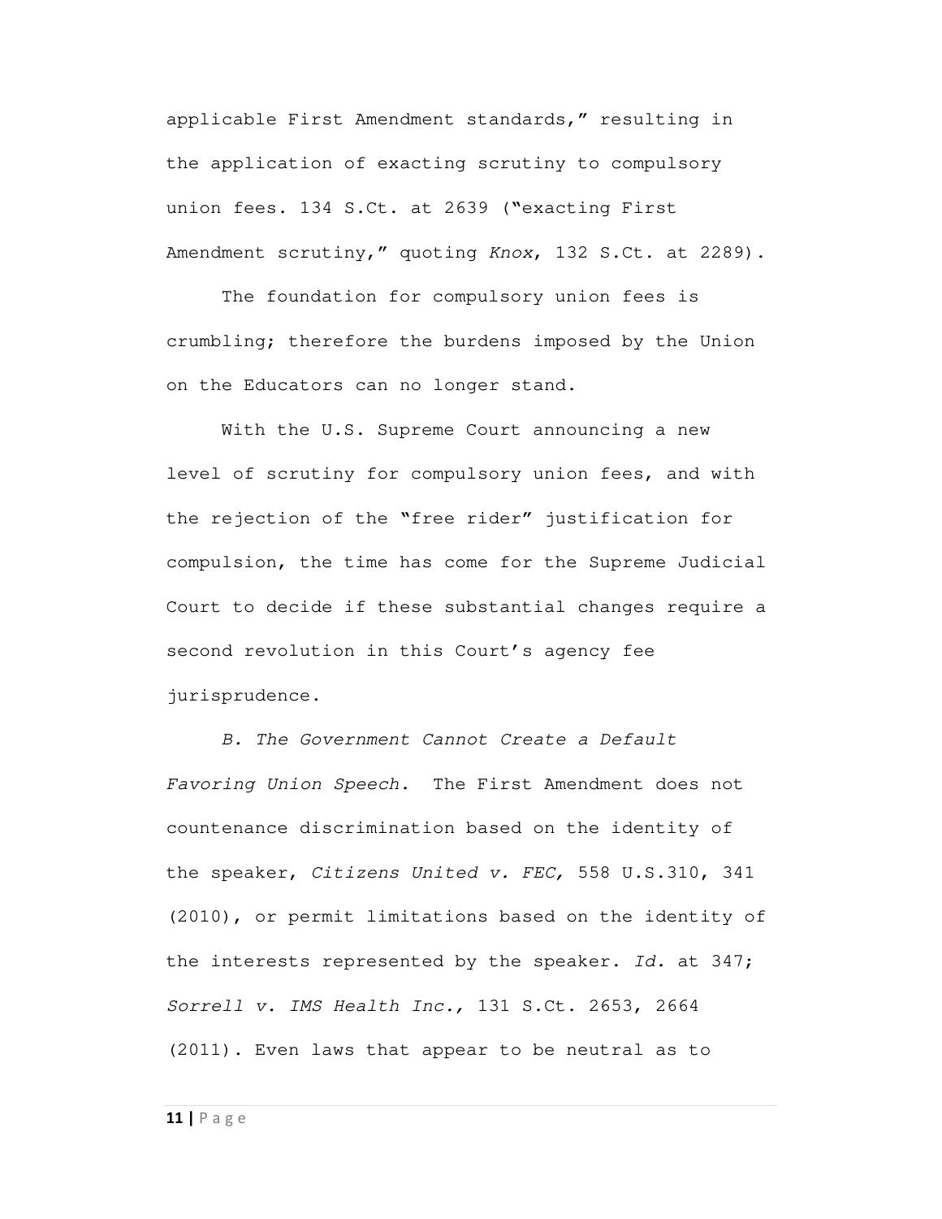applicable First Amendment standards," resulting in the application of exacting scrutiny to compulsory union fees. 134 S.Ct. at 2639 ("exacting First Amendment scrutiny," quoting *Knox*, 132 S.Ct. at 2289).

The foundation for compulsory union fees is crumbling; therefore the burdens imposed by the Union on the Educators can no longer stand.

With the U.S. Supreme Court announcing a new level of scrutiny for compulsory union fees, and with the rejection of the "free rider" justification for compulsion, the time has come for the Supreme Judicial Court to decide if these substantial changes require a second revolution in this Court's agency fee jurisprudence.

*B. The Government Cannot Create a Default Favoring Union Speech.* The First Amendment does not countenance discrimination based on the identity of the speaker, *Citizens United v. FEC,* 558 U.S.310, 341 (2010), or permit limitations based on the identity of the interests represented by the speaker. *Id.* at 347; *Sorrell v. IMS Health Inc.,* 131 S.Ct. 2653, 2664 (2011). Even laws that appear to be neutral as to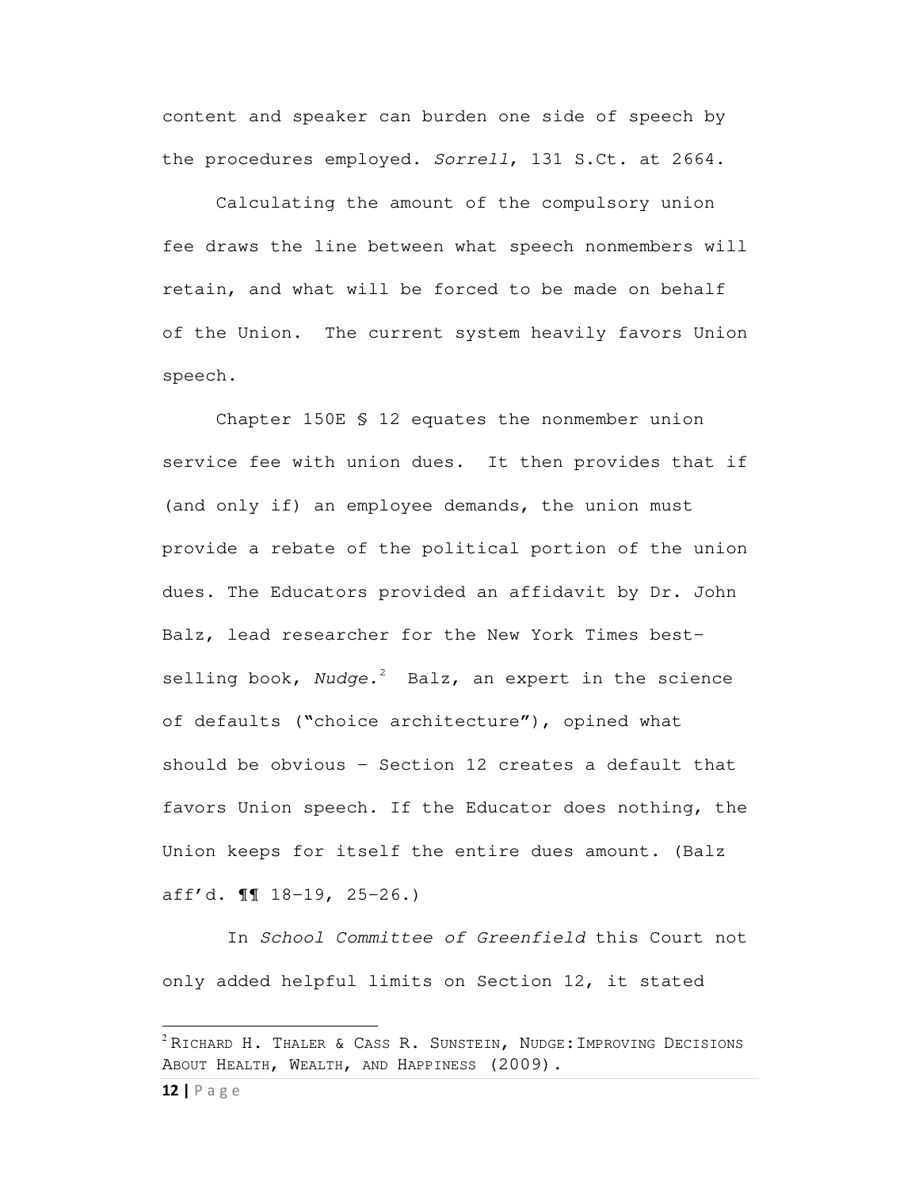content and speaker can burden one side of speech by the procedures employed. *Sorrell*, 131 S.Ct. at 2664.

Calculating the amount of the compulsory union fee draws the line between what speech nonmembers will retain, and what will be forced to be made on behalf of the Union. The current system heavily favors Union speech.

Chapter 150E § 12 equates the nonmember union service fee with union dues. It then provides that if (and only if) an employee demands, the union must provide a rebate of the political portion of the union dues. The Educators provided an affidavit by Dr. John Balz, lead researcher for the New York Times best-selling book, *Nudge.*[2] Balz, an expert in the science of defaults ("choice architecture"), opined what should be obvious – Section 12 creates a default that favors Union speech. If the Educator does nothing, the Union keeps for itself the entire dues amount. (Balz aff'd. ¶¶ 18-19, 25-26.)

In *School Committee of Greenfield* this Court not only added helpful limits on Section 12, it stated

---

[2] RICHARD H. THALER & CASS R. SUNSTEIN, NUDGE: IMPROVING DECISIONS ABOUT HEALTH, WEALTH, AND HAPPINESS (2009).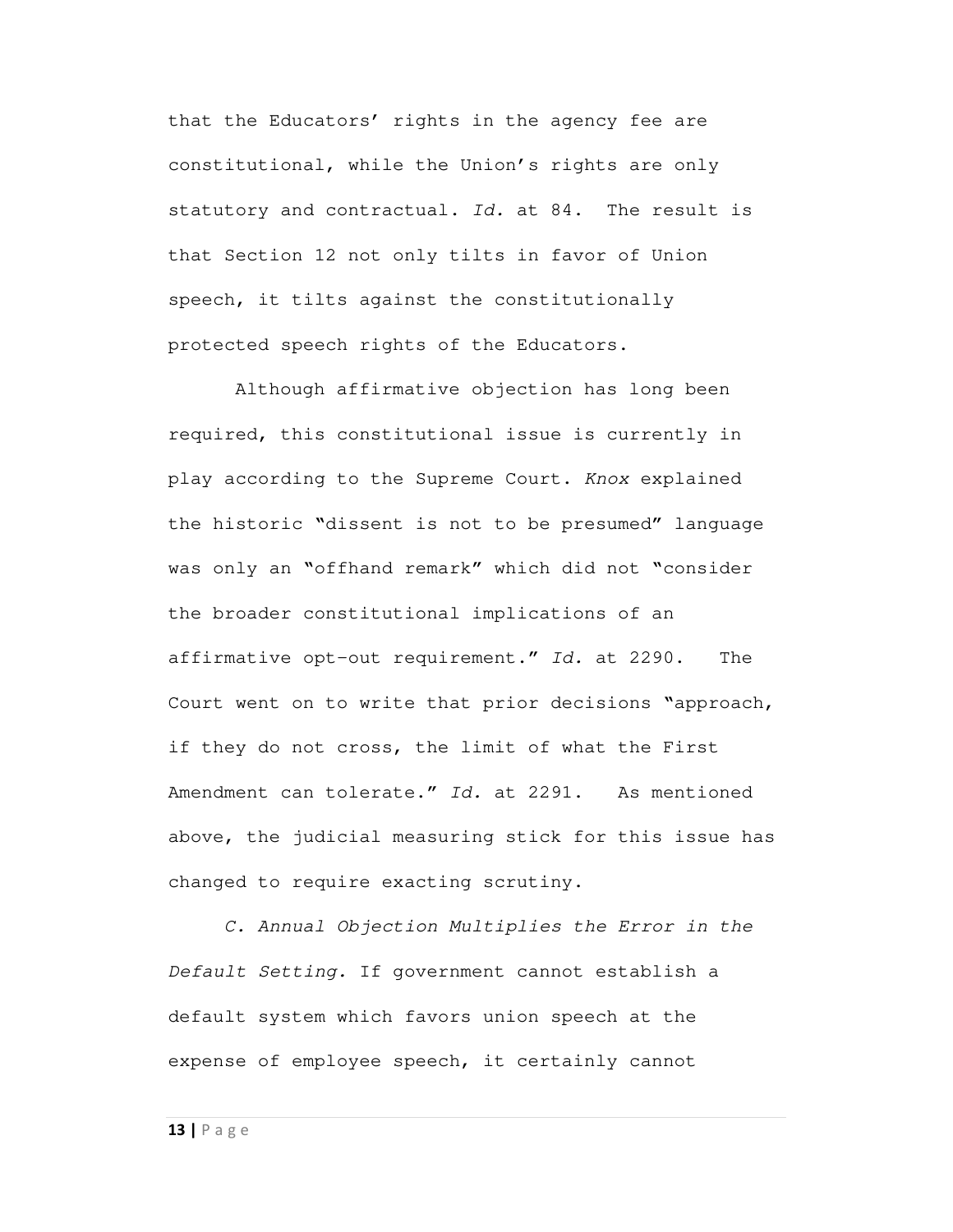that the Educators' rights in the agency fee are constitutional, while the Union's rights are only statutory and contractual. *Id.* at 84. The result is that Section 12 not only tilts in favor of Union speech, it tilts against the constitutionally protected speech rights of the Educators.

Although affirmative objection has long been required, this constitutional issue is currently in play according to the Supreme Court. *Knox* explained the historic "dissent is not to be presumed" language was only an "offhand remark" which did not "consider the broader constitutional implications of an affirmative opt-out requirement." *Id.* at 2290. The Court went on to write that prior decisions "approach, if they do not cross, the limit of what the First Amendment can tolerate." *Id.* at 2291. As mentioned above, the judicial measuring stick for this issue has changed to require exacting scrutiny.

*C. Annual Objection Multiplies the Error in the Default Setting.* If government cannot establish a default system which favors union speech at the expense of employee speech, it certainly cannot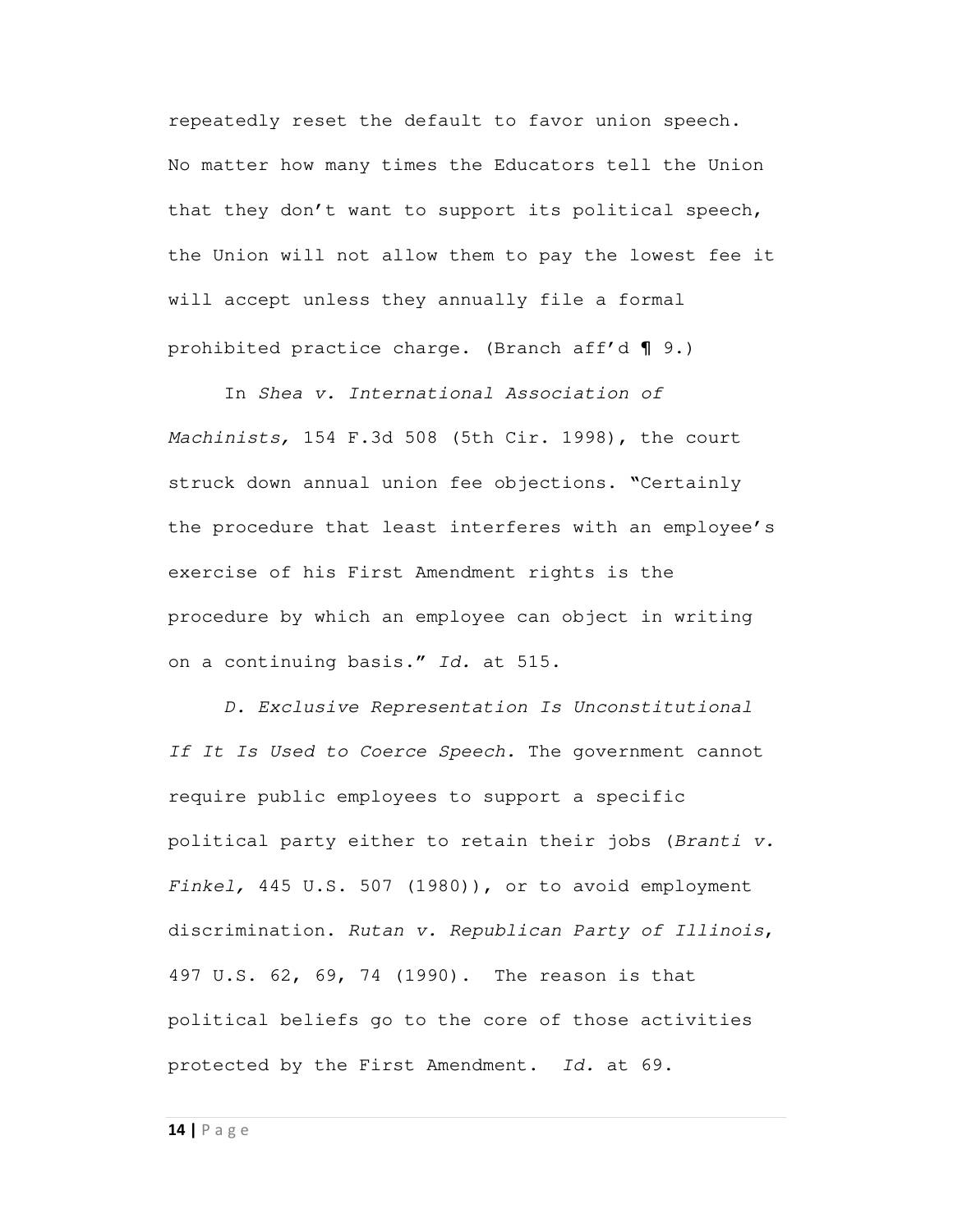repeatedly reset the default to favor union speech. No matter how many times the Educators tell the Union that they don't want to support its political speech, the Union will not allow them to pay the lowest fee it will accept unless they annually file a formal prohibited practice charge. (Branch aff'd ¶ 9.)

In *Shea v. International Association of Machinists,* 154 F.3d 508 (5th Cir. 1998), the court struck down annual union fee objections. "Certainly the procedure that least interferes with an employee's exercise of his First Amendment rights is the procedure by which an employee can object in writing on a continuing basis." *Id.* at 515.

*D. Exclusive Representation Is Unconstitutional If It Is Used to Coerce Speech.* The government cannot require public employees to support a specific political party either to retain their jobs (*Branti v. Finkel,* 445 U.S. 507 (1980)), or to avoid employment discrimination. *Rutan v. Republican Party of Illinois*, 497 U.S. 62, 69, 74 (1990). The reason is that political beliefs go to the core of those activities protected by the First Amendment. *Id.* at 69.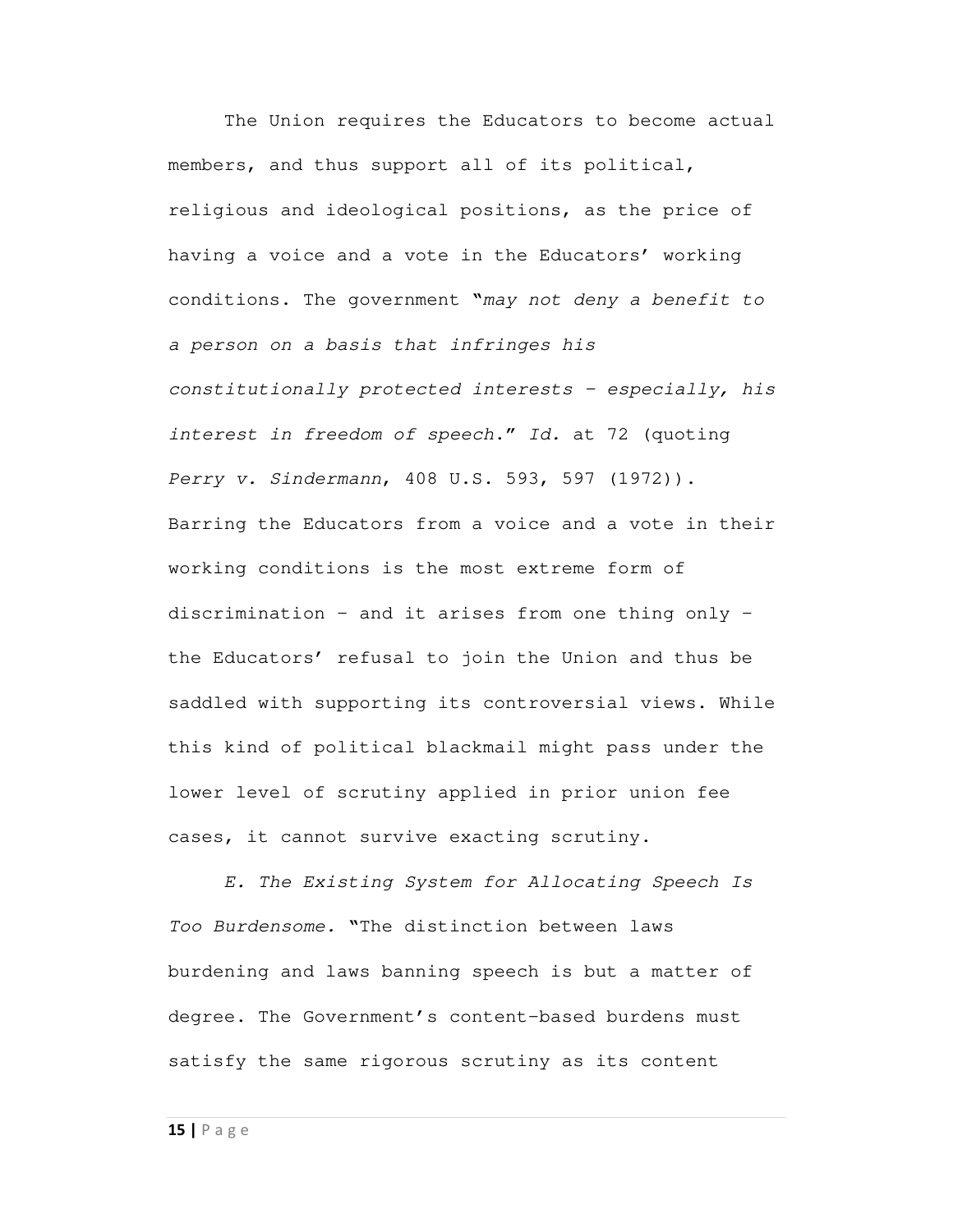The Union requires the Educators to become actual members, and thus support all of its political, religious and ideological positions, as the price of having a voice and a vote in the Educators' working conditions. The government "*may not deny a benefit to a person on a basis that infringes his constitutionally protected interests – especially, his interest in freedom of speech*." *Id.* at 72 (quoting *Perry v. Sindermann*, 408 U.S. 593, 597 (1972)). Barring the Educators from a voice and a vote in their working conditions is the most extreme form of discrimination – and it arises from one thing only – the Educators' refusal to join the Union and thus be saddled with supporting its controversial views. While this kind of political blackmail might pass under the lower level of scrutiny applied in prior union fee cases, it cannot survive exacting scrutiny.

*E. The Existing System for Allocating Speech Is Too Burdensome.* "The distinction between laws burdening and laws banning speech is but a matter of degree. The Government's content-based burdens must satisfy the same rigorous scrutiny as its content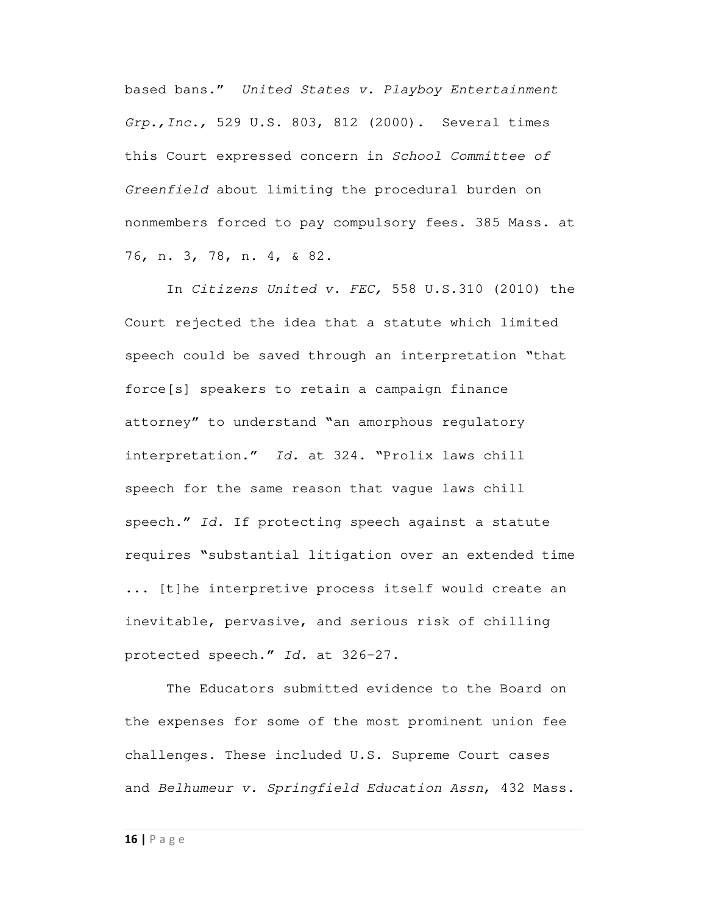based bans." *United States v. Playboy Entertainment Grp.,Inc.,* 529 U.S. 803, 812 (2000). Several times this Court expressed concern in *School Committee of Greenfield* about limiting the procedural burden on nonmembers forced to pay compulsory fees. 385 Mass. at 76, n. 3, 78, n. 4, & 82.

In *Citizens United v. FEC,* 558 U.S.310 (2010) the Court rejected the idea that a statute which limited speech could be saved through an interpretation "that force[s] speakers to retain a campaign finance attorney" to understand "an amorphous regulatory interpretation." *Id.* at 324. "Prolix laws chill speech for the same reason that vague laws chill speech." *Id.* If protecting speech against a statute requires "substantial litigation over an extended time ... [t]he interpretive process itself would create an inevitable, pervasive, and serious risk of chilling protected speech." *Id.* at 326–27.

The Educators submitted evidence to the Board on the expenses for some of the most prominent union fee challenges. These included U.S. Supreme Court cases and *Belhumeur v. Springfield Education Assn*, 432 Mass.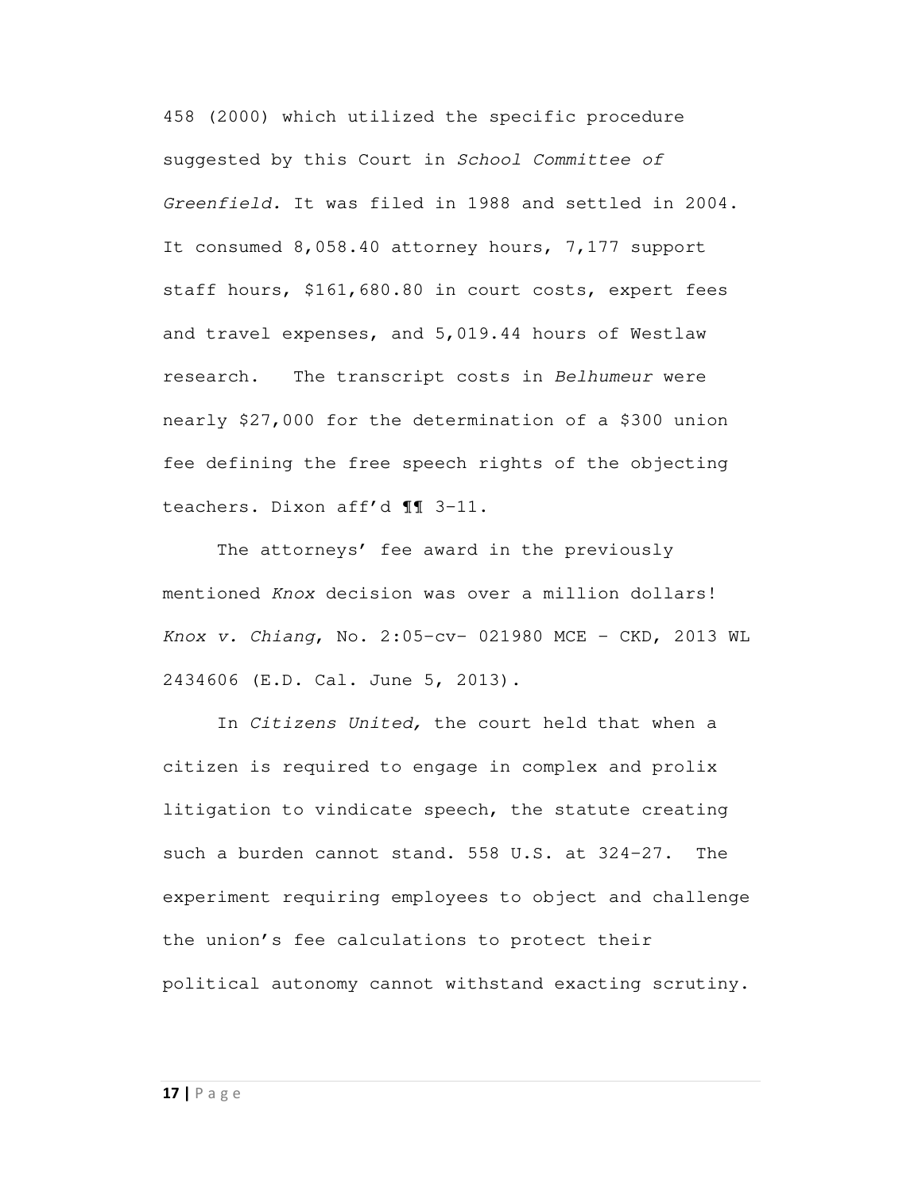458 (2000) which utilized the specific procedure suggested by this Court in *School Committee of Greenfield*. It was filed in 1988 and settled in 2004. It consumed 8,058.40 attorney hours, 7,177 support staff hours, $161,680.80 in court costs, expert fees and travel expenses, and 5,019.44 hours of Westlaw research. The transcript costs in *Belhumeur* were nearly $27,000 for the determination of a $300 union fee defining the free speech rights of the objecting teachers. Dixon aff'd ¶¶ 3–11.

The attorneys' fee award in the previously mentioned *Knox* decision was over a million dollars! *Knox v. Chiang*, No. 2:05-cv- 021980 MCE – CKD, 2013 WL 2434606 (E.D. Cal. June 5, 2013).

In *Citizens United,* the court held that when a citizen is required to engage in complex and prolix litigation to vindicate speech, the statute creating such a burden cannot stand. 558 U.S. at 324-27. The experiment requiring employees to object and challenge the union's fee calculations to protect their political autonomy cannot withstand exacting scrutiny.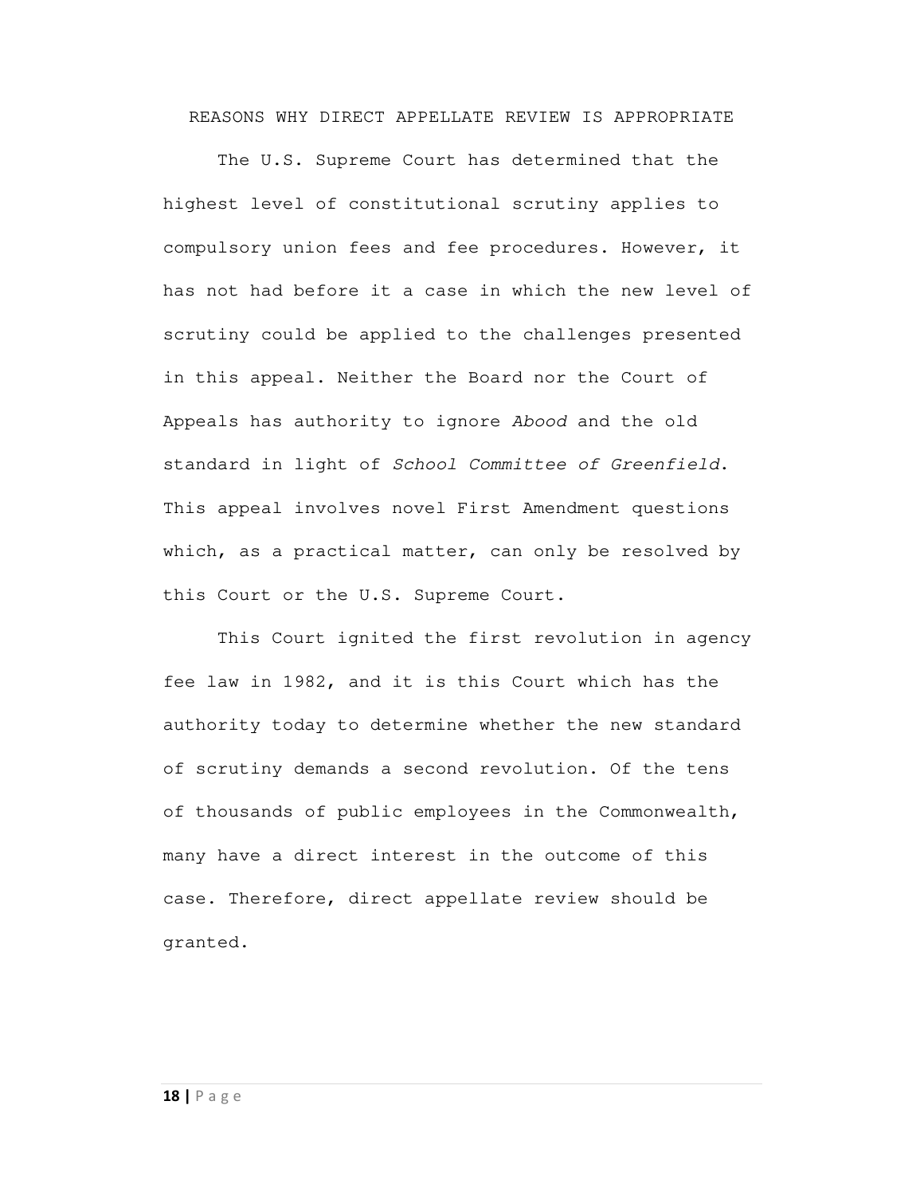## REASONS WHY DIRECT APPELLATE REVIEW IS APPROPRIATE

The U.S. Supreme Court has determined that the highest level of constitutional scrutiny applies to compulsory union fees and fee procedures. However, it has not had before it a case in which the new level of scrutiny could be applied to the challenges presented in this appeal. Neither the Board nor the Court of Appeals has authority to ignore *Abood* and the old standard in light of *School Committee of Greenfield*. This appeal involves novel First Amendment questions which, as a practical matter, can only be resolved by this Court or the U.S. Supreme Court.

This Court ignited the first revolution in agency fee law in 1982, and it is this Court which has the authority today to determine whether the new standard of scrutiny demands a second revolution. Of the tens of thousands of public employees in the Commonwealth, many have a direct interest in the outcome of this case. Therefore, direct appellate review should be granted.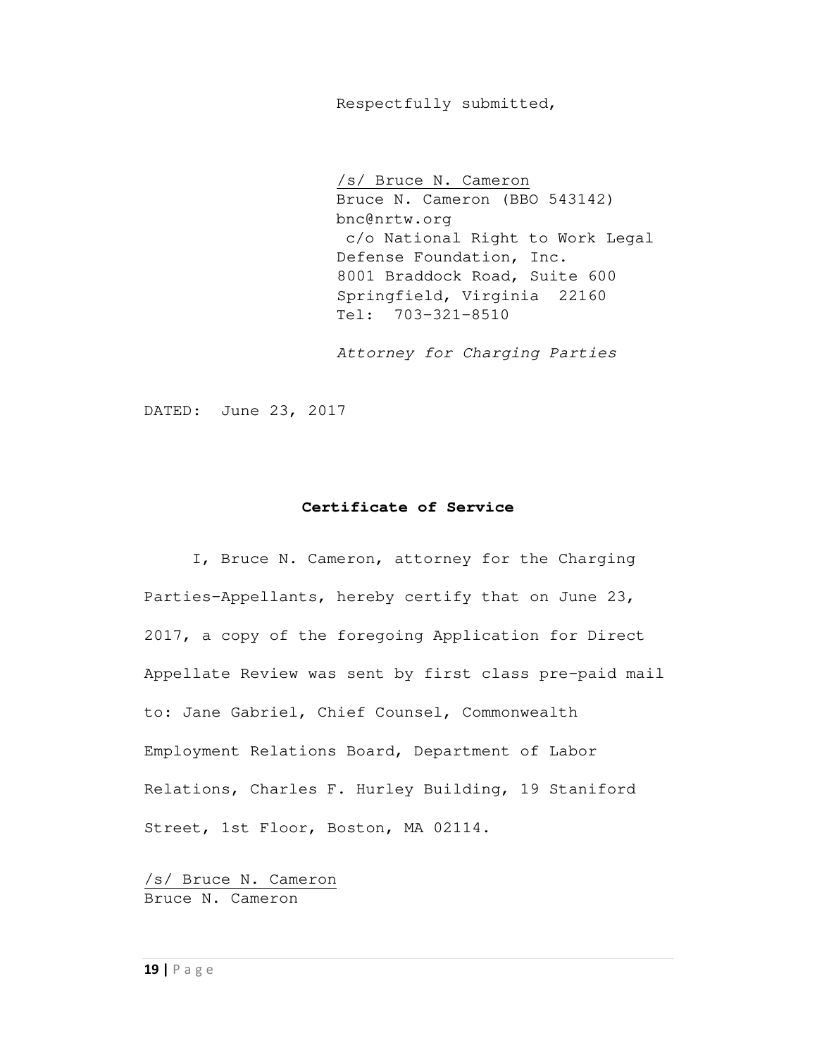Respectfully submitted,

/s/ Bruce N. Cameron
Bruce N. Cameron (BBO 543142)
bnc@nrtw.org
c/o National Right to Work Legal Defense Foundation, Inc.
8001 Braddock Road, Suite 600
Springfield, Virginia 22160
Tel: 703-321-8510

*Attorney for Charging Parties*

DATED: June 23, 2017

**Certificate of Service**

I, Bruce N. Cameron, attorney for the Charging Parties-Appellants, hereby certify that on June 23, 2017, a copy of the foregoing Application for Direct Appellate Review was sent by first class pre-paid mail to: Jane Gabriel, Chief Counsel, Commonwealth Employment Relations Board, Department of Labor Relations, Charles F. Hurley Building, 19 Staniford Street, 1st Floor, Boston, MA 02114.

/s/ Bruce N. Cameron
Bruce N. Cameron